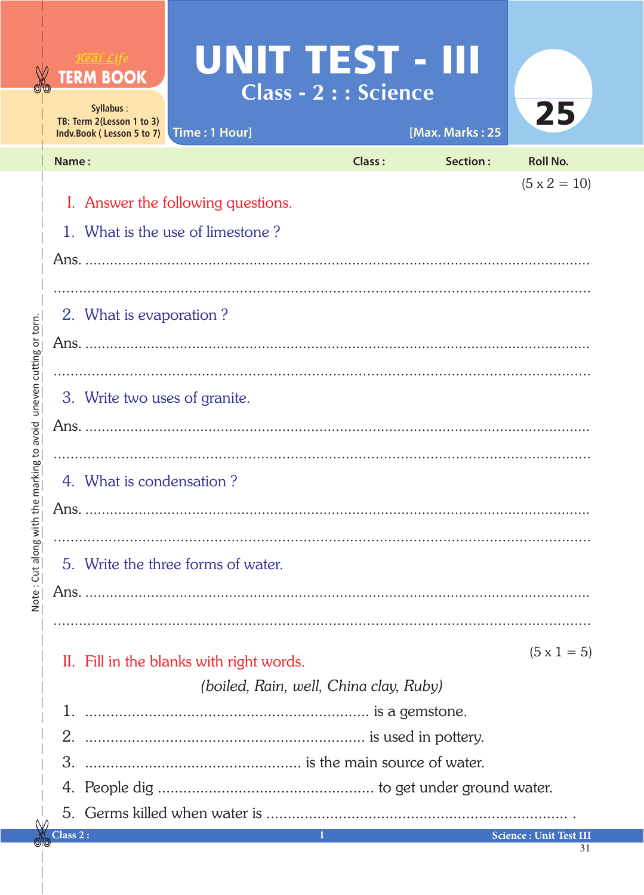Real Life **TERM BOOK**

Syllabus :
TB: Term 2(Lesson 1 to 3)
Indv.Book ( Lesson 5 to 7)

# UNIT TEST - III

## Class - 2 : : Science

Time : 1 Hour] [Max. Marks : 25

25

**Name :** **Class :** **Section :** **Roll No.**

Note : Cut along with the marking to avoid uneven cutting or torn.

(5 x 2 = 10)

### I. Answer the following questions.

1. What is the use of limestone ?

Ans. ..........................................................................................................

..........................................................................................................

2. What is evaporation ?

Ans. ..........................................................................................................

..........................................................................................................

3. Write two uses of granite.

Ans. ..........................................................................................................

..........................................................................................................

4. What is condensation ?

Ans. ..........................................................................................................

..........................................................................................................

5. Write the three forms of water.

Ans. ..........................................................................................................

..........................................................................................................

(5 x 1 = 5)

### II. Fill in the blanks with right words.

*(boiled, Rain, well, China clay, Ruby)*

1. .................................................................. is a gemstone.
2. .................................................................. is used in pottery.
3. .................................................. is the main source of water.
4. People dig .................................................. to get under ground water.
5. Germs killed when water is ...................................................................... .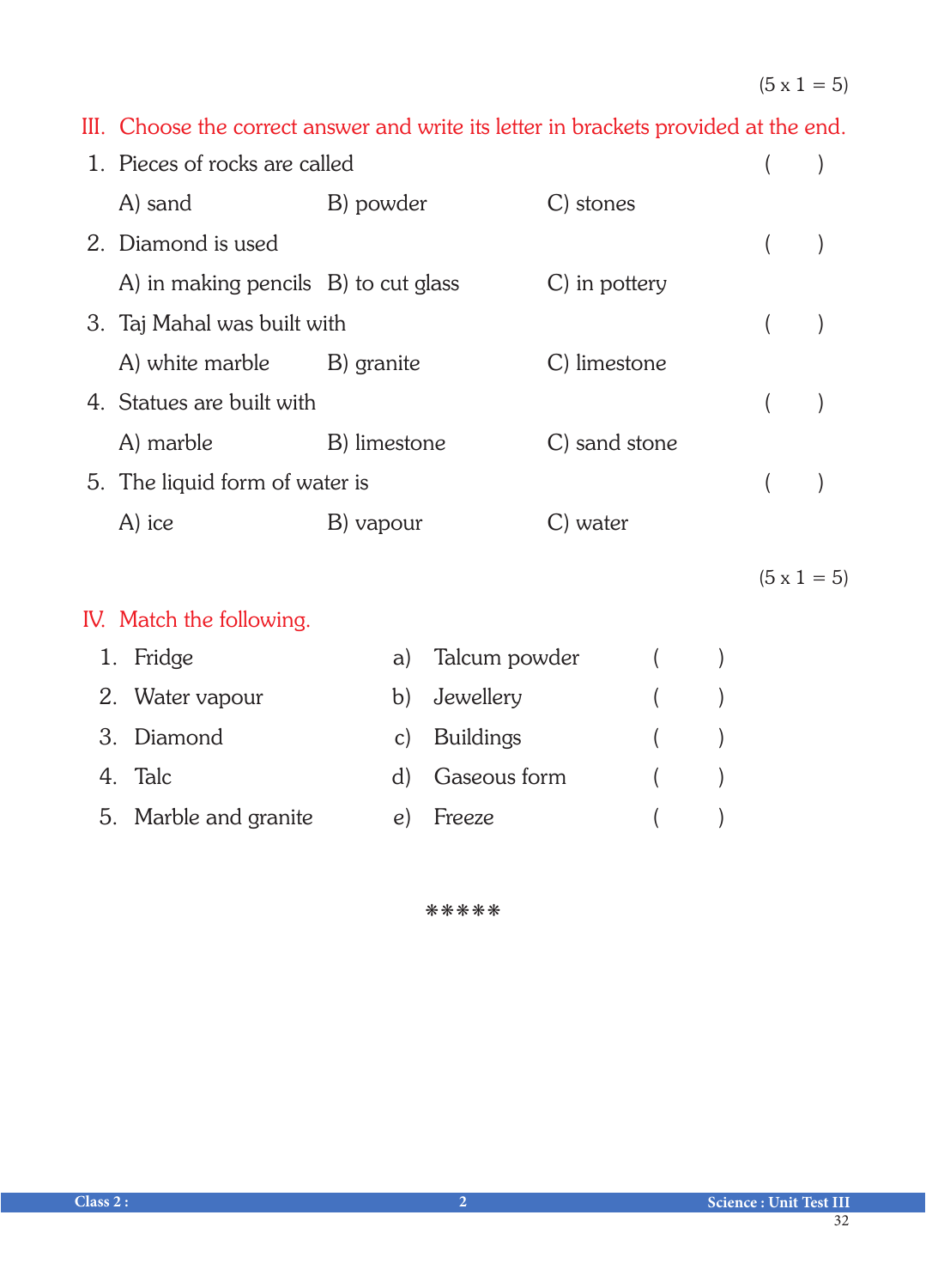(5 x 1 = 5)

## III. Choose the correct answer and write its letter in brackets provided at the end.

1. Pieces of rocks are called ( )

   A) sand B) powder C) stones

2. Diamond is used ( )

   A) in making pencils B) to cut glass C) in pottery

3. Taj Mahal was built with ( )

   A) white marble B) granite C) limestone

4. Statues are built with ( )

   A) marble B) limestone C) sand stone

5. The liquid form of water is ( )

   A) ice B) vapour C) water

(5 x 1 = 5)

## IV. Match the following.

| | | | |
|---|---|---|---|
| 1. Fridge | a) | Talcum powder | ( ) |
| 2. Water vapour | b) | Jewellery | ( ) |
| 3. Diamond | c) | Buildings | ( ) |
| 4. Talc | d) | Gaseous form | ( ) |
| 5. Marble and granite | e) | Freeze | ( ) |

*****